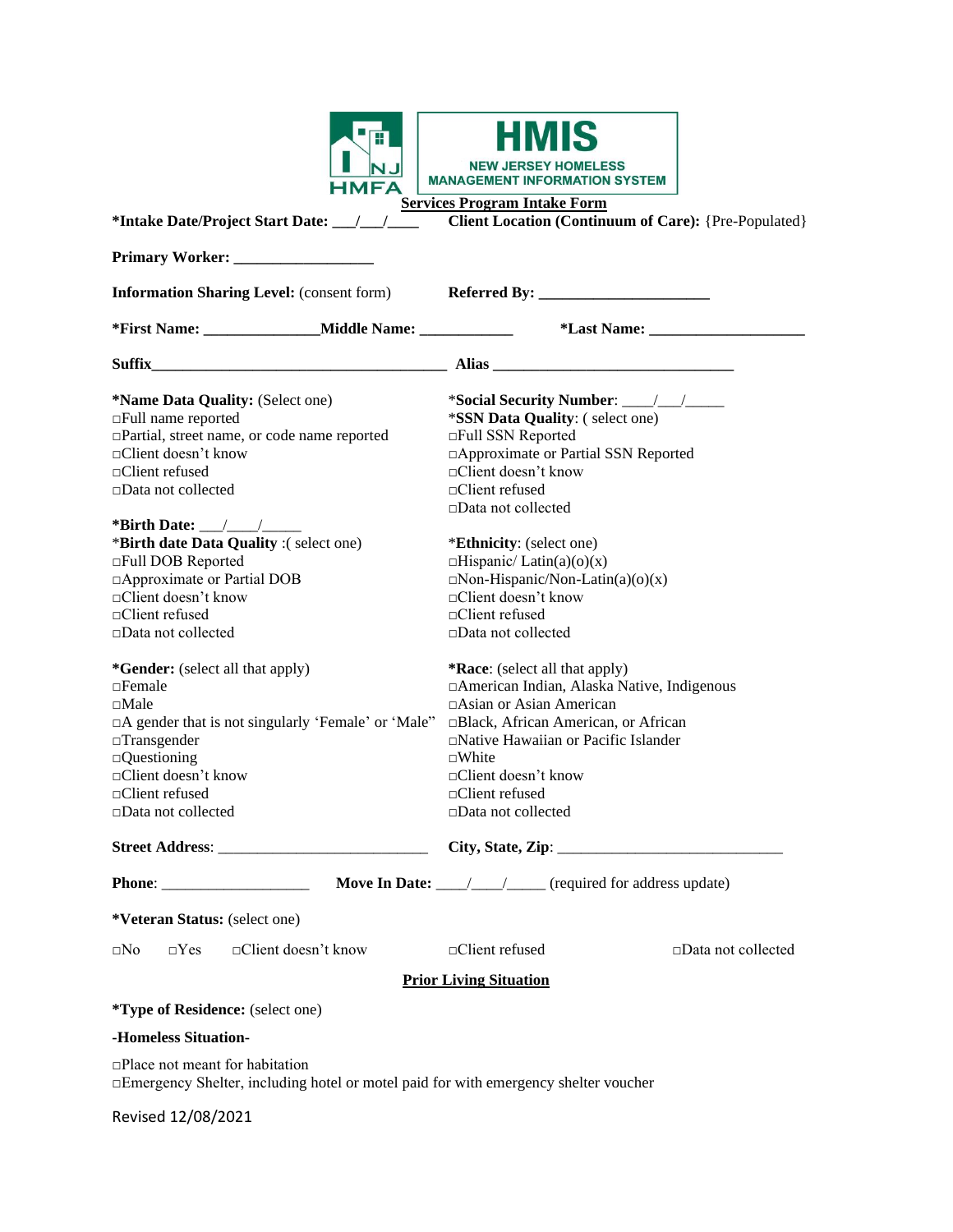# HMIS

NEW JERSEY HOMELESS MANAGEMENT INFORMATION SYSTEM

## Services Program Intake Form

**\*Intake Date/Project Start Date:** ___/___/____ **Client Location (Continuum of Care):** {Pre-Populated}

**Primary Worker:** _________________

**Information Sharing Level:** (consent form) **Referred By:** _____________________

**\*First Name:** ______________ **Middle Name:** ___________ **\*Last Name:** ___________________

**Suffix**_____________________________________ **Alias** ______________________________

**\*Name Data Quality:** (Select one)
□Full name reported
□Partial, street name, or code name reported
□Client doesn't know
□Client refused
□Data not collected

\***Social Security Number**: ____/___/_____
\***SSN Data Quality**: ( select one)
□Full SSN Reported
□Approximate or Partial SSN Reported
□Client doesn't know
□Client refused
□Data not collected

**\*Birth Date:** ___/____/_____
\***Birth date Data Quality** :( select one)
□Full DOB Reported
□Approximate or Partial DOB
□Client doesn't know
□Client refused
□Data not collected

\***Ethnicity**: (select one)
□Hispanic/ Latin(a)(o)(x)
□Non-Hispanic/Non-Latin(a)(o)(x)
□Client doesn't know
□Client refused
□Data not collected

**\*Gender:** (select all that apply)
□Female
□Male
□A gender that is not singularly 'Female' or 'Male'
□Transgender
□Questioning
□Client doesn't know
□Client refused
□Data not collected

**\*Race**: (select all that apply)
□American Indian, Alaska Native, Indigenous
□Asian or Asian American
□Black, African American, or African
□Native Hawaiian or Pacific Islander
□White
□Client doesn't know
□Client refused
□Data not collected

**Street Address**: ___________________________ **City, State, Zip**: _____________________________

**Phone**: ___________________ **Move In Date:** ____/____/_____ (required for address update)

**\*Veteran Status:** (select one)

□No □Yes □Client doesn't know □Client refused □Data not collected

## Prior Living Situation

**\*Type of Residence:** (select one)

**-Homeless Situation-**

□Place not meant for habitation
□Emergency Shelter, including hotel or motel paid for with emergency shelter voucher

Revised 12/08/2021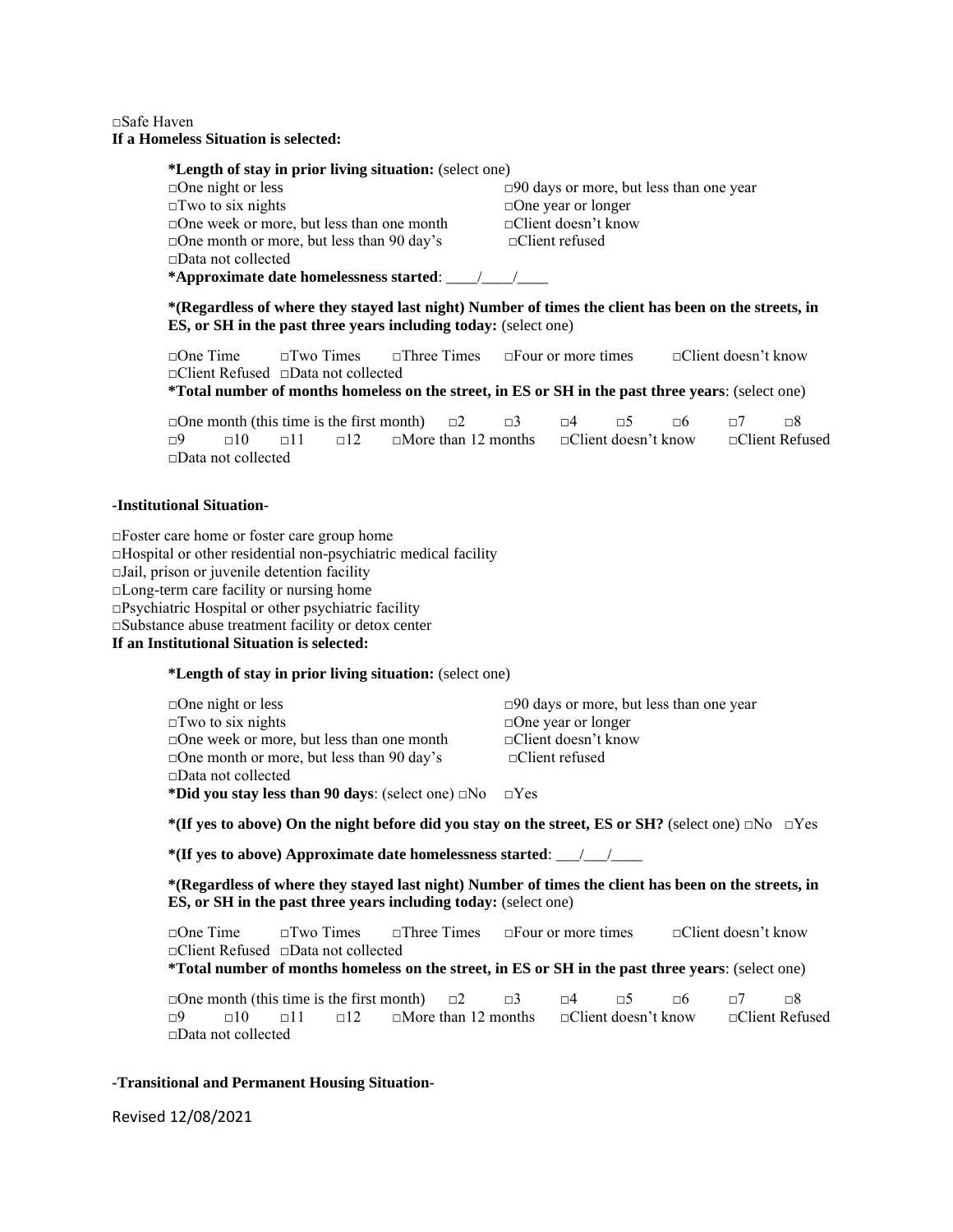□Safe Haven

**If a Homeless Situation is selected:**

**\*Length of stay in prior living situation:** (select one)

□One night or less
□Two to six nights
□One week or more, but less than one month
□One month or more, but less than 90 day's
□Data not collected
□90 days or more, but less than one year
□One year or longer
□Client doesn't know
□Client refused

**\*Approximate date homelessness started**: ____/____/____

**\*(Regardless of where they stayed last night) Number of times the client has been on the streets, in ES, or SH in the past three years including today:** (select one)

□One Time □Two Times □Three Times □Four or more times □Client doesn't know □Client Refused □Data not collected

**\*Total number of months homeless on the street, in ES or SH in the past three years**: (select one)

□One month (this time is the first month) □2 □3 □4 □5 □6 □7 □8 □9 □10 □11 □12 □More than 12 months □Client doesn't know □Client Refused □Data not collected

**-Institutional Situation-**

□Foster care home or foster care group home
□Hospital or other residential non-psychiatric medical facility
□Jail, prison or juvenile detention facility
□Long-term care facility or nursing home
□Psychiatric Hospital or other psychiatric facility
□Substance abuse treatment facility or detox center

**If an Institutional Situation is selected:**

**\*Length of stay in prior living situation:** (select one)

□One night or less
□Two to six nights
□One week or more, but less than one month
□One month or more, but less than 90 day's
□Data not collected
□90 days or more, but less than one year
□One year or longer
□Client doesn't know
□Client refused

**\*Did you stay less than 90 days**: (select one) □No □Yes

**\*(If yes to above) On the night before did you stay on the street, ES or SH?** (select one) □No □Yes

**\*(If yes to above) Approximate date homelessness started**: ___/___/____

**\*(Regardless of where they stayed last night) Number of times the client has been on the streets, in ES, or SH in the past three years including today:** (select one)

□One Time □Two Times □Three Times □Four or more times □Client doesn't know □Client Refused □Data not collected

**\*Total number of months homeless on the street, in ES or SH in the past three years**: (select one)

□One month (this time is the first month) □2 □3 □4 □5 □6 □7 □8 □9 □10 □11 □12 □More than 12 months □Client doesn't know □Client Refused □Data not collected

**-Transitional and Permanent Housing Situation-**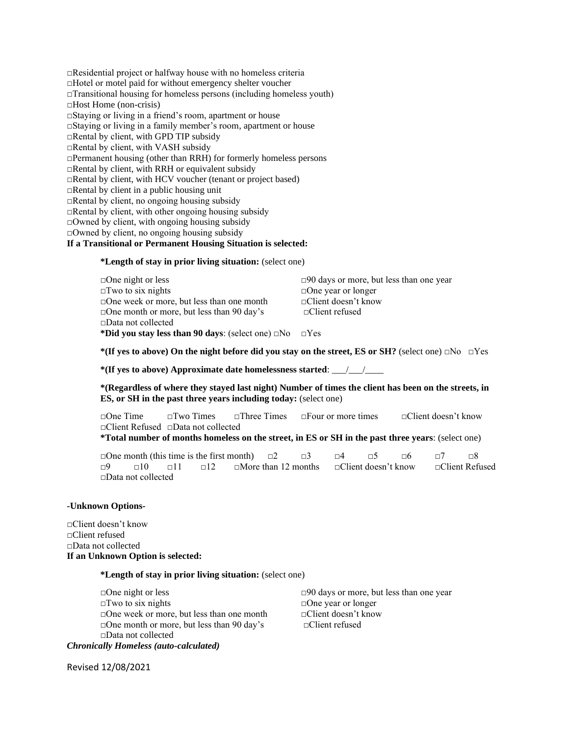□Residential project or halfway house with no homeless criteria
□Hotel or motel paid for without emergency shelter voucher
□Transitional housing for homeless persons (including homeless youth)
□Host Home (non-crisis)
□Staying or living in a friend's room, apartment or house
□Staying or living in a family member's room, apartment or house
□Rental by client, with GPD TIP subsidy
□Rental by client, with VASH subsidy
□Permanent housing (other than RRH) for formerly homeless persons
□Rental by client, with RRH or equivalent subsidy
□Rental by client, with HCV voucher (tenant or project based)
□Rental by client in a public housing unit
□Rental by client, no ongoing housing subsidy
□Rental by client, with other ongoing housing subsidy
□Owned by client, with ongoing housing subsidy
□Owned by client, no ongoing housing subsidy

**If a Transitional or Permanent Housing Situation is selected:**

**\*Length of stay in prior living situation:** (select one)

□One night or less
□Two to six nights
□One week or more, but less than one month
□One month or more, but less than 90 day's
□Data not collected
□90 days or more, but less than one year
□One year or longer
□Client doesn't know
□Client refused

**\*Did you stay less than 90 days**: (select one) □No □Yes

**\*(If yes to above) On the night before did you stay on the street, ES or SH?** (select one) □No □Yes

**\*(If yes to above) Approximate date homelessness started**: ___/___/____

**\*(Regardless of where they stayed last night) Number of times the client has been on the streets, in ES, or SH in the past three years including today:** (select one)

□One Time □Two Times □Three Times □Four or more times □Client doesn't know □Client Refused □Data not collected

**\*Total number of months homeless on the street, in ES or SH in the past three years**: (select one)

□One month (this time is the first month) □2 □3 □4 □5 □6 □7 □8 □9 □10 □11 □12 □More than 12 months □Client doesn't know □Client Refused □Data not collected

**-Unknown Options-**

□Client doesn't know
□Client refused
□Data not collected

**If an Unknown Option is selected:**

**\*Length of stay in prior living situation:** (select one)

□One night or less
□Two to six nights
□One week or more, but less than one month
□One month or more, but less than 90 day's
□Data not collected
□90 days or more, but less than one year
□One year or longer
□Client doesn't know
□Client refused

***Chronically Homeless (auto-calculated)***

Revised 12/08/2021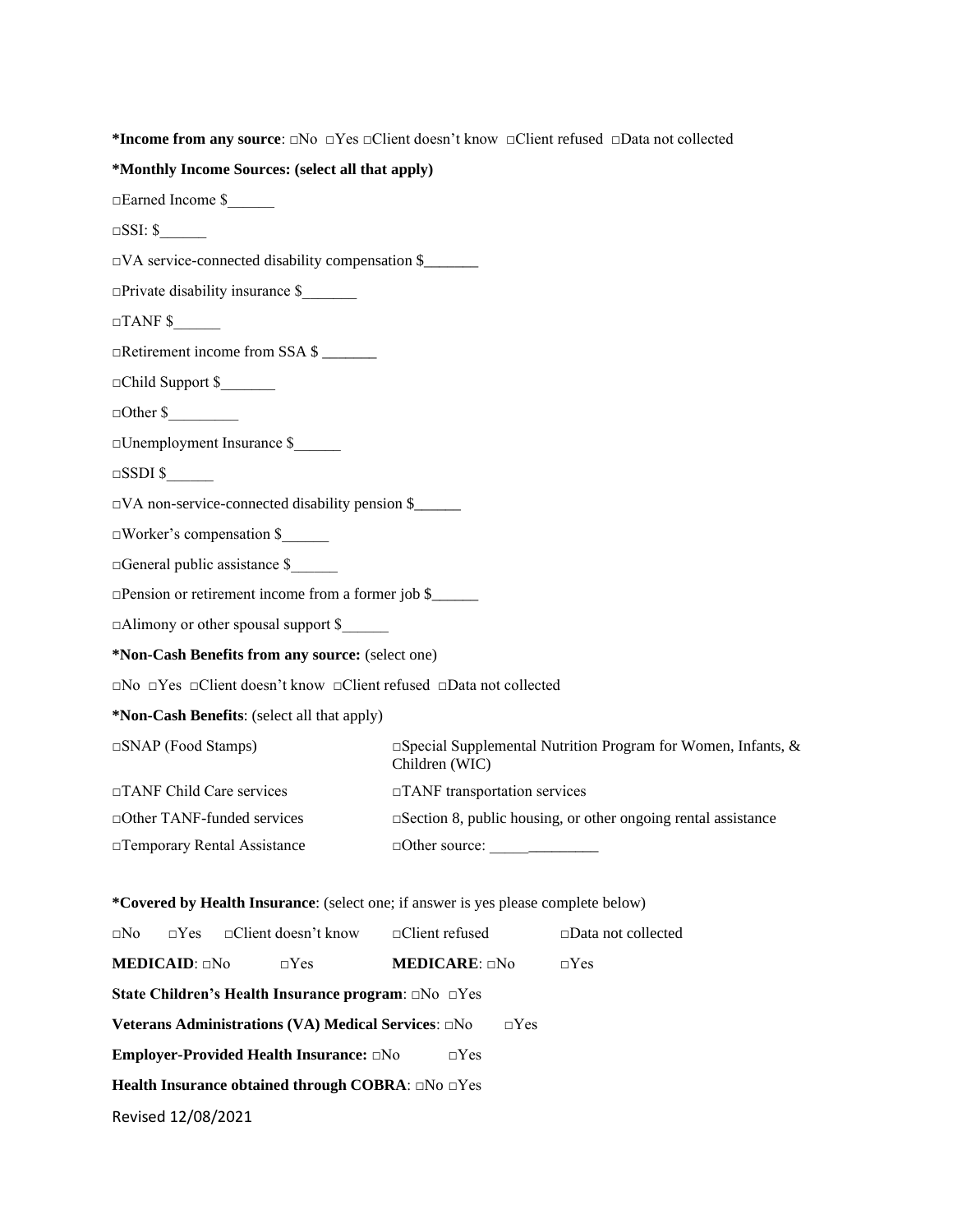**\*Income from any source**: □No □Yes □Client doesn't know □Client refused □Data not collected

**\*Monthly Income Sources: (select all that apply)**

□Earned Income $______

□SSI: $______

□VA service-connected disability compensation $_______

□Private disability insurance $_______

□TANF $______

□Retirement income from SSA $ _______

□Child Support $_______

□Other $_________

□Unemployment Insurance $______

□SSDI $______

□VA non-service-connected disability pension $______

□Worker's compensation $______

□General public assistance $______

□Pension or retirement income from a former job $______

□Alimony or other spousal support $______

**\*Non-Cash Benefits from any source:** (select one)

□No □Yes □Client doesn't know □Client refused □Data not collected

**\*Non-Cash Benefits**: (select all that apply)

| | |
|---|---|
| □SNAP (Food Stamps) | □Special Supplemental Nutrition Program for Women, Infants, & Children (WIC) |
| □TANF Child Care services | □TANF transportation services |
| □Other TANF-funded services | □Section 8, public housing, or other ongoing rental assistance |
| □Temporary Rental Assistance | □Other source: ______________ |

**\*Covered by Health Insurance**: (select one; if answer is yes please complete below)

□No □Yes □Client doesn't know □Client refused □Data not collected

**MEDICAID**: □No □Yes **MEDICARE**: □No □Yes

**State Children's Health Insurance program**: □No □Yes

**Veterans Administrations (VA) Medical Services**: □No □Yes

**Employer-Provided Health Insurance:** □No □Yes

**Health Insurance obtained through COBRA**: □No □Yes

Revised 12/08/2021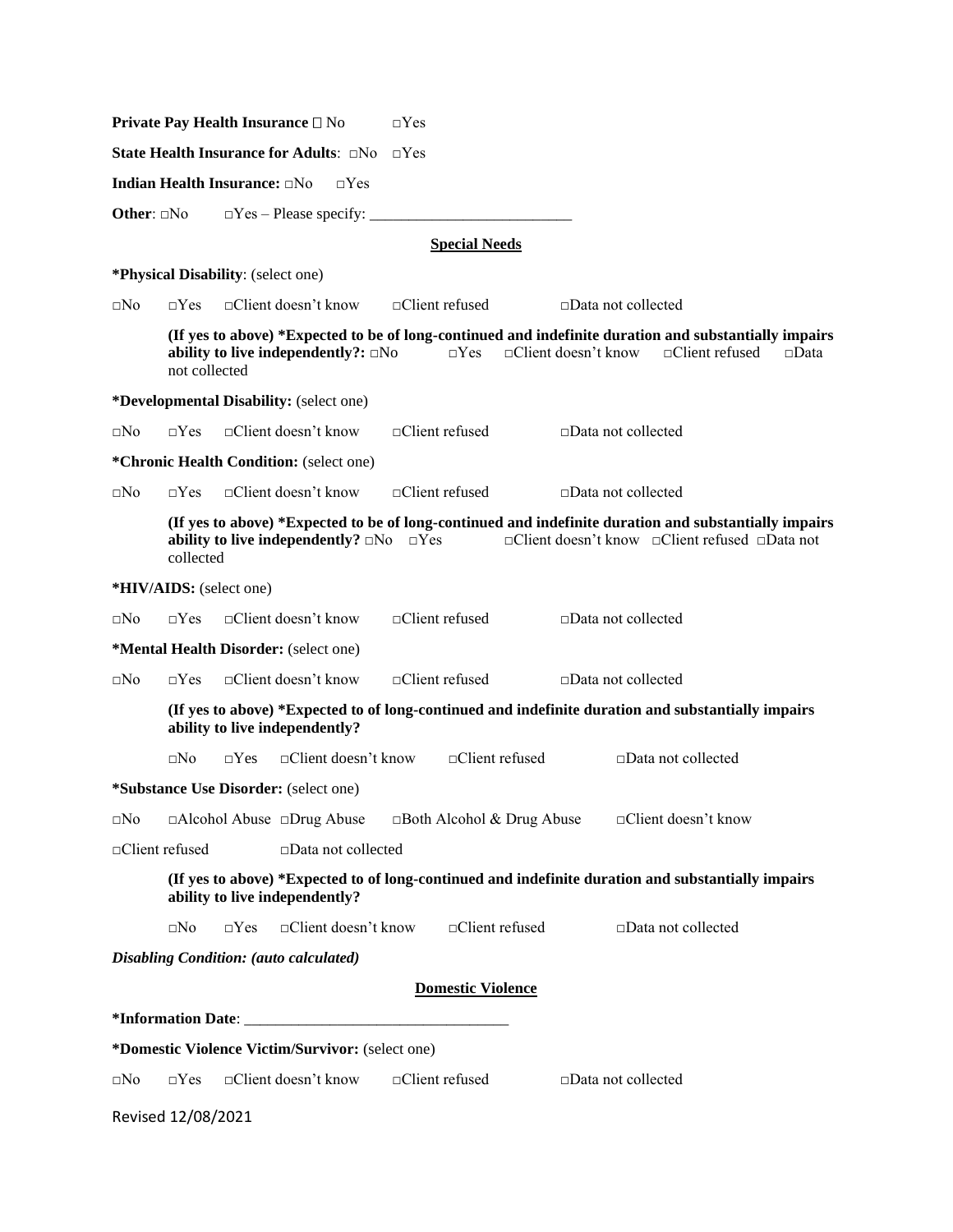**Private Pay Health Insurance** □ No □Yes

**State Health Insurance for Adults**: □No □Yes

**Indian Health Insurance:** □No □Yes

**Other**: □No □Yes – Please specify: ___________________________

## Special Needs

***Physical Disability**: (select one)

□No □Yes □Client doesn't know □Client refused □Data not collected

**(If yes to above) *Expected to be of long-continued and indefinite duration and substantially impairs ability to live independently?:** □No □Yes □Client doesn't know □Client refused □Data not collected

***Developmental Disability:** (select one)

□No □Yes □Client doesn't know □Client refused □Data not collected

***Chronic Health Condition:** (select one)

□No □Yes □Client doesn't know □Client refused □Data not collected

**(If yes to above) *Expected to be of long-continued and indefinite duration and substantially impairs ability to live independently?** □No □Yes □Client doesn't know □Client refused □Data not collected

***HIV/AIDS:** (select one)

□No □Yes □Client doesn't know □Client refused □Data not collected

***Mental Health Disorder:** (select one)

□No □Yes □Client doesn't know □Client refused □Data not collected

**(If yes to above) *Expected to of long-continued and indefinite duration and substantially impairs ability to live independently?**

□No □Yes □Client doesn't know □Client refused □Data not collected

***Substance Use Disorder:** (select one)

□No □Alcohol Abuse □Drug Abuse □Both Alcohol & Drug Abuse □Client doesn't know

□Client refused □Data not collected

**(If yes to above) *Expected to of long-continued and indefinite duration and substantially impairs ability to live independently?**

□No □Yes □Client doesn't know □Client refused □Data not collected

***Disabling Condition: (auto calculated)***

## Domestic Violence

***Information Date**: ___________________________________

***Domestic Violence Victim/Survivor:** (select one)

□No □Yes □Client doesn't know □Client refused □Data not collected

Revised 12/08/2021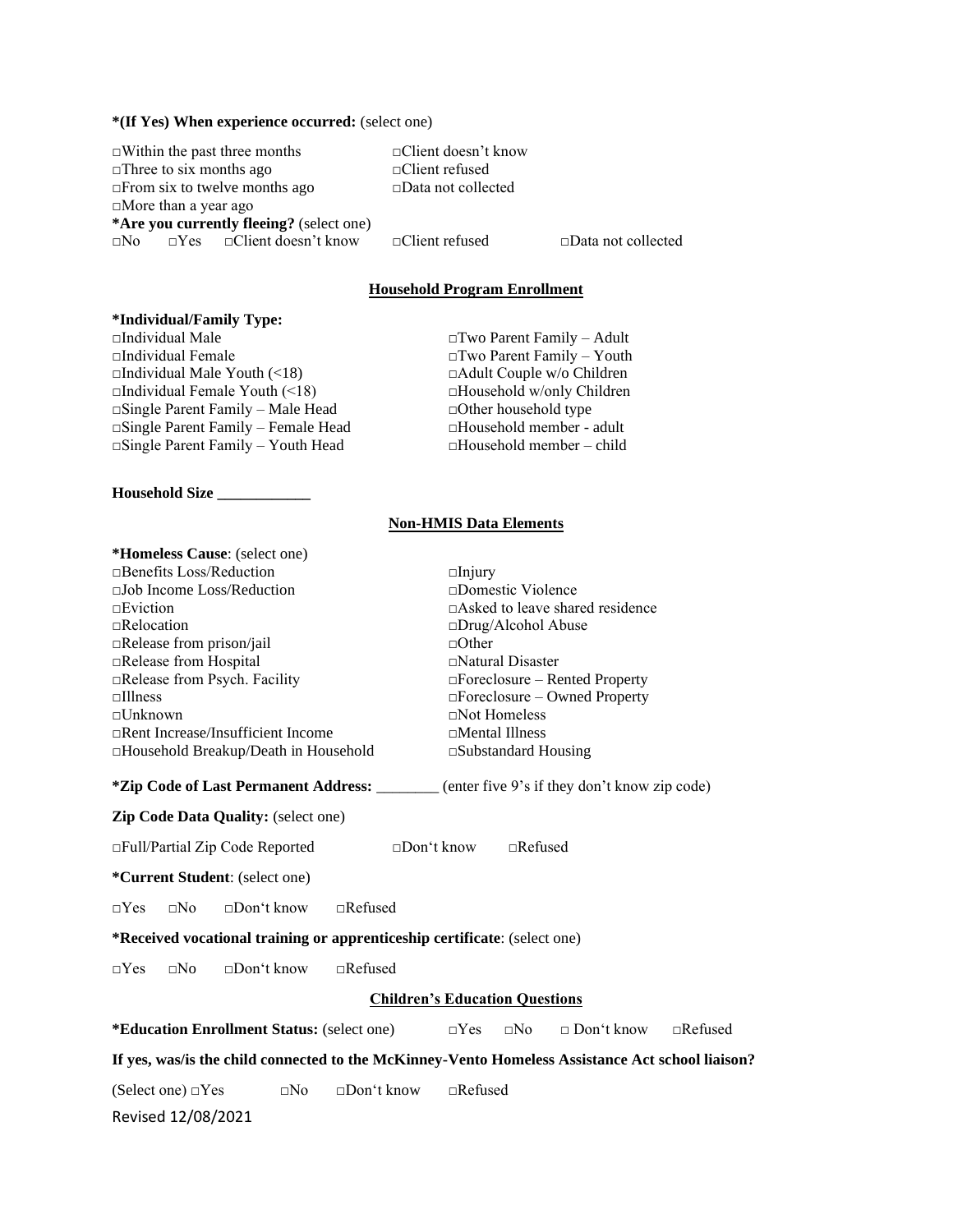**\*(If Yes) When experience occurred:** (select one)

□Within the past three months
□Three to six months ago
□From six to twelve months ago
□More than a year ago
□Client doesn't know
□Client refused
□Data not collected

**\*Are you currently fleeing?** (select one)

□No □Yes □Client doesn't know □Client refused □Data not collected

## Household Program Enrollment

**\*Individual/Family Type:**

□Individual Male
□Individual Female
□Individual Male Youth (<18)
□Individual Female Youth (<18)
□Single Parent Family – Male Head
□Single Parent Family – Female Head
□Single Parent Family – Youth Head
□Two Parent Family – Adult
□Two Parent Family – Youth
□Adult Couple w/o Children
□Household w/only Children
□Other household type
□Household member - adult
□Household member – child

**Household Size \_\_\_\_\_\_\_\_\_\_\_\_**

## Non-HMIS Data Elements

**\*Homeless Cause**: (select one)

□Benefits Loss/Reduction
□Job Income Loss/Reduction
□Eviction
□Relocation
□Release from prison/jail
□Release from Hospital
□Release from Psych. Facility
□Illness
□Unknown
□Rent Increase/Insufficient Income
□Household Breakup/Death in Household
□Injury
□Domestic Violence
□Asked to leave shared residence
□Drug/Alcohol Abuse
□Other
□Natural Disaster
□Foreclosure – Rented Property
□Foreclosure – Owned Property
□Not Homeless
□Mental Illness
□Substandard Housing

**\*Zip Code of Last Permanent Address:** \_\_\_\_\_\_\_\_ (enter five 9's if they don't know zip code)

**Zip Code Data Quality:** (select one)

□Full/Partial Zip Code Reported □Don't know □Refused

**\*Current Student**: (select one)

□Yes □No □Don't know □Refused

**\*Received vocational training or apprenticeship certificate**: (select one)

□Yes □No □Don't know □Refused

## Children's Education Questions

**\*Education Enrollment Status:** (select one) □Yes □No □ Don't know □Refused

**If yes, was/is the child connected to the McKinney-Vento Homeless Assistance Act school liaison?**

(Select one) □Yes □No □Don't know □Refused

Revised 12/08/2021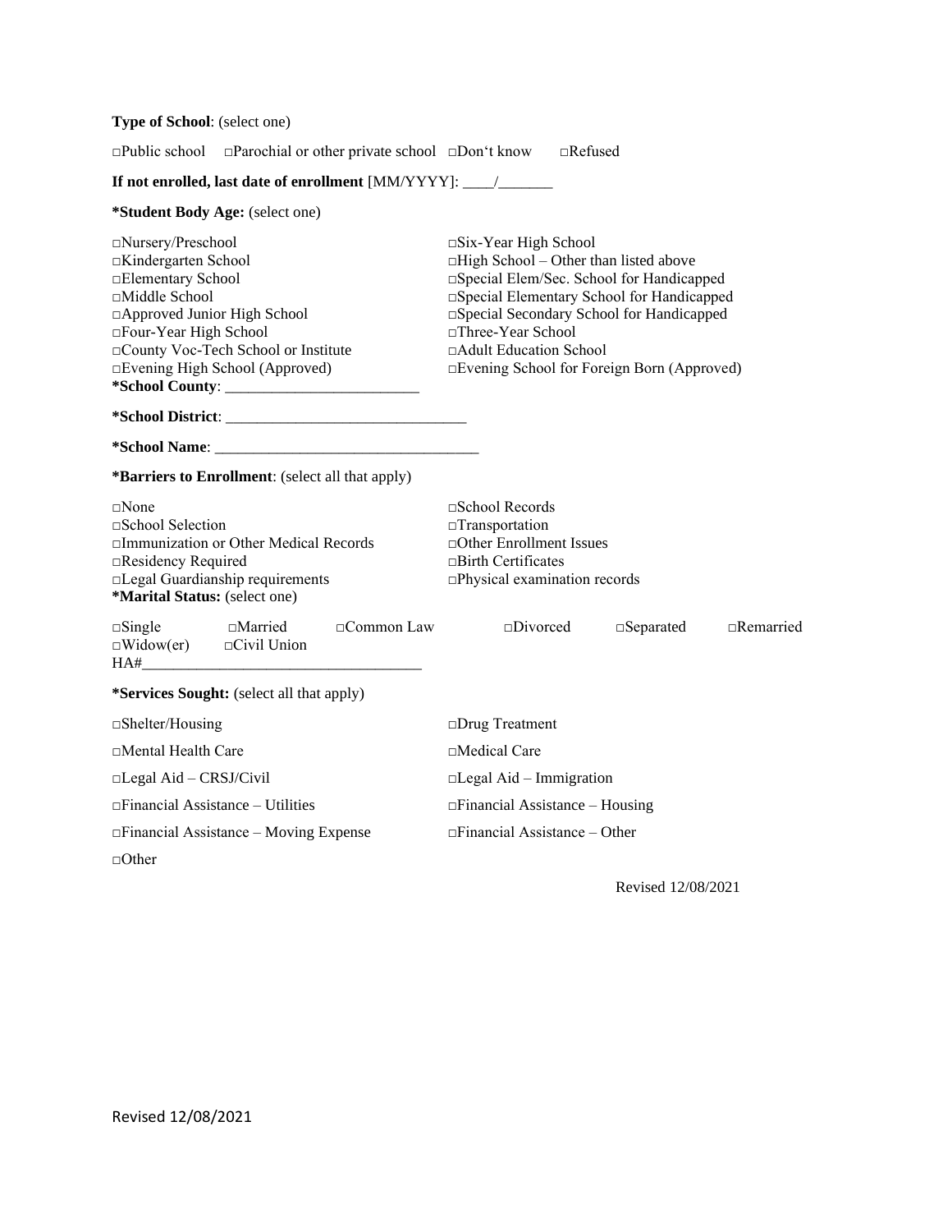**Type of School**: (select one)

□Public school □Parochial or other private school □Don't know □Refused

**If not enrolled, last date of enrollment** [MM/YYYY]: ____/_______

***Student Body Age:** (select one)

□Nursery/Preschool
□Kindergarten School
□Elementary School
□Middle School
□Approved Junior High School
□Four-Year High School
□County Voc-Tech School or Institute
□Evening High School (Approved)
□Six-Year High School
□High School – Other than listed above
□Special Elem/Sec. School for Handicapped
□Special Elementary School for Handicapped
□Special Secondary School for Handicapped
□Three-Year School
□Adult Education School
□Evening School for Foreign Born (Approved)

***School County**: _________________________

***School District**: _______________________________

***School Name**: __________________________________

***Barriers to Enrollment**: (select all that apply)

□None
□School Selection
□Immunization or Other Medical Records
□Residency Required
□Legal Guardianship requirements
□School Records
□Transportation
□Other Enrollment Issues
□Birth Certificates
□Physical examination records

***Marital Status:** (select one)

□Single □Married □Common Law □Divorced □Separated □Remarried
□Widow(er) □Civil Union

HA#____________________________________

***Services Sought:** (select all that apply)

□Shelter/Housing
□Drug Treatment
□Mental Health Care
□Medical Care
□Legal Aid – CRSJ/Civil
□Legal Aid – Immigration
□Financial Assistance – Utilities
□Financial Assistance – Housing
□Financial Assistance – Moving Expense
□Financial Assistance – Other
□Other

Revised 12/08/2021